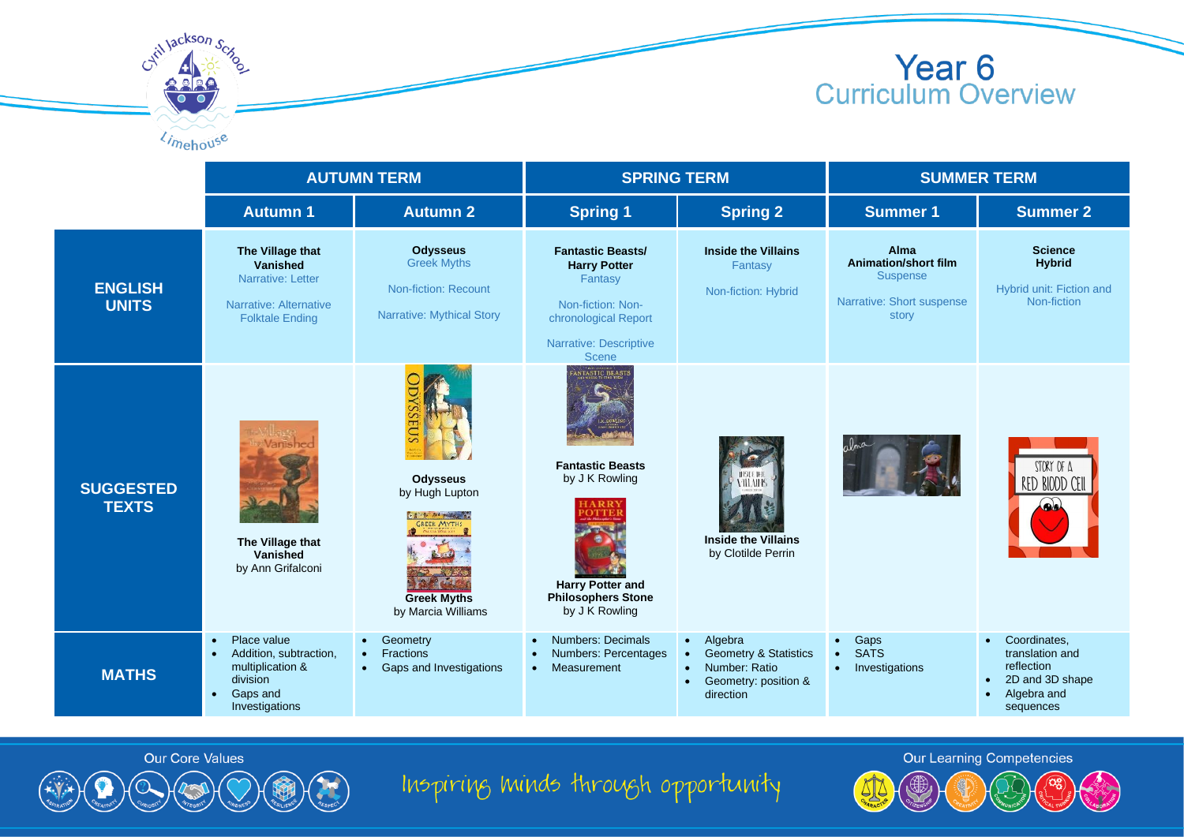# Year 6 Curriculum Overview

| | AUTUMN TERM | | SPRING TERM | | SUMMER TERM | |
|---|---|---|---|---|---|---|
| | **Autumn 1** | **Autumn 2** | **Spring 1** | **Spring 2** | **Summer 1** | **Summer 2** |
| **ENGLISH UNITS** | **The Village that Vanished**<br>Narrative: Letter<br><br>Narrative: Alternative Folktale Ending | **Odysseus**<br>Greek Myths<br><br>Non-fiction: Recount<br><br>Narrative: Mythical Story | **Fantastic Beasts/ Harry Potter**<br>Fantasy<br><br>Non-fiction: Non-chronological Report<br><br>Narrative: Descriptive Scene | **Inside the Villains**<br>Fantasy<br><br>Non-fiction: Hybrid | **Alma**<br>**Animation/short film**<br>Suspense<br><br>Narrative: Short suspense story | **Science Hybrid**<br><br>Hybrid unit: Fiction and Non-fiction |
| **SUGGESTED TEXTS** | **The Village that Vanished**<br>by Ann Grifalconi | **Odysseus**<br>by Hugh Lupton<br><br>**Greek Myths**<br>by Marcia Williams | **Fantastic Beasts**<br>by J K Rowling<br><br>**Harry Potter and Philosophers Stone**<br>by J K Rowling | **Inside the Villains**<br>by Clotilde Perrin | | |
| **MATHS** | • Place value<br>• Addition, subtraction, multiplication & division<br>• Gaps and Investigations | • Geometry<br>• Fractions<br>• Gaps and Investigations | • Numbers: Decimals<br>• Numbers: Percentages<br>• Measurement | • Algebra<br>• Geometry & Statistics<br>• Number: Ratio<br>• Geometry: position & direction | • Gaps<br>• SATS<br>• Investigations | • Coordinates, translation and reflection<br>• 2D and 3D shape<br>• Algebra and sequences |

Our Core Values

Inspiring minds through opportunity

Our Learning Competencies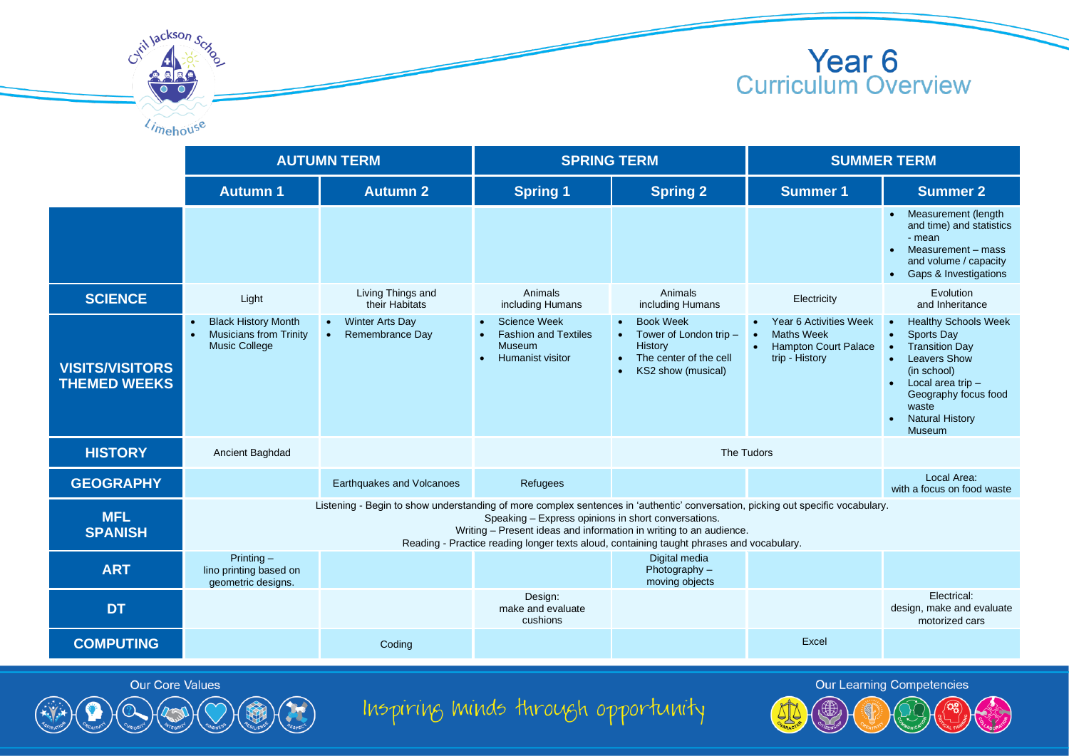Cyril Jackson School
Limehouse

# Year 6
## Curriculum Overview

| | AUTUMN TERM | | SPRING TERM | | SUMMER TERM | |
|---|---|---|---|---|---|---|
| | **Autumn 1** | **Autumn 2** | **Spring 1** | **Spring 2** | **Summer 1** | **Summer 2** |
| | | | | | | • Measurement (length and time) and statistics - mean<br>• Measurement – mass and volume / capacity<br>• Gaps & Investigations |
| **SCIENCE** | Light | Living Things and their Habitats | Animals including Humans | Animals including Humans | Electricity | Evolution and Inheritance |
| **VISITS/VISITORS THEMED WEEKS** | • Black History Month<br>• Musicians from Trinity Music College | • Winter Arts Day<br>• Remembrance Day | • Science Week<br>• Fashion and Textiles Museum<br>• Humanist visitor | • Book Week<br>• Tower of London trip – History<br>• The center of the cell<br>• KS2 show (musical) | • Year 6 Activities Week<br>• Maths Week<br>• Hampton Court Palace trip - History | • Healthy Schools Week<br>• Sports Day<br>• Transition Day<br>• Leavers Show (in school)<br>• Local area trip – Geography focus food waste<br>• Natural History Museum |
| **HISTORY** | Ancient Baghdad | | | The Tudors | | |
| **GEOGRAPHY** | | Earthquakes and Volcanoes | Refugees | | | Local Area: with a focus on food waste |
| **MFL SPANISH** | Listening - Begin to show understanding of more complex sentences in 'authentic' conversation, picking out specific vocabulary.<br>Speaking – Express opinions in short conversations.<br>Writing – Present ideas and information in writing to an audience.<br>Reading - Practice reading longer texts aloud, containing taught phrases and vocabulary. | | | | | |
| **ART** | Printing – lino printing based on geometric designs. | | | Digital media Photography – moving objects | | |
| **DT** | | | Design: make and evaluate cushions | | | Electrical: design, make and evaluate motorized cars |
| **COMPUTING** | | Coding | | | Excel | |

Our Core Values: Aspiration, Creativity, Curiosity, Integrity, Kindness, Resilience, Respect

Inspiring minds through opportunity

Our Learning Competencies: Character, Citizenship, Creativity, Communication, Critical Thinking, Collaboration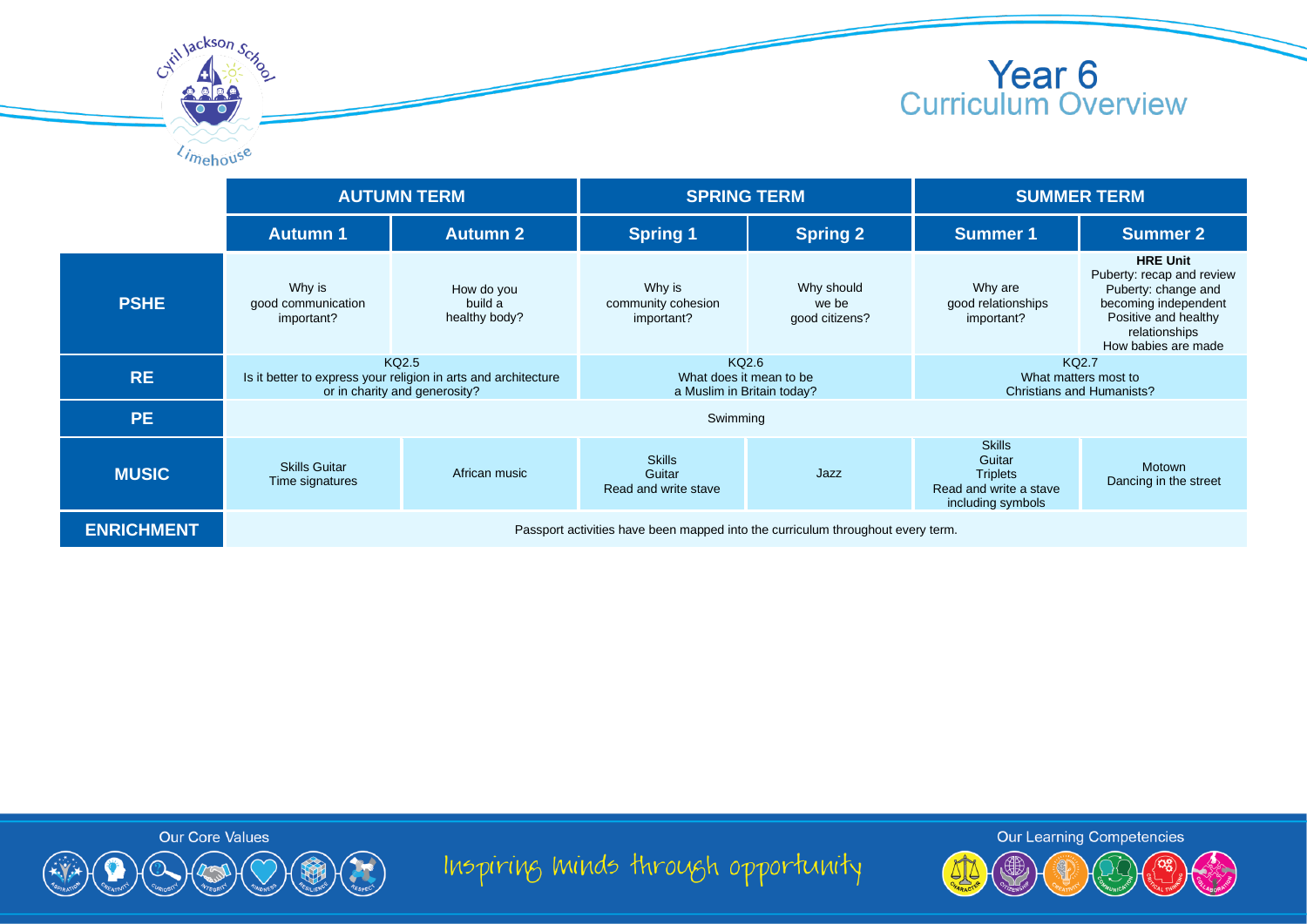# Year 6 Curriculum Overview

| | AUTUMN TERM | | SPRING TERM | | SUMMER TERM | |
|---|---|---|---|---|---|---|
| | Autumn 1 | Autumn 2 | Spring 1 | Spring 2 | Summer 1 | Summer 2 |
| **PSHE** | Why is good communication important? | How do you build a healthy body? | Why is community cohesion important? | Why should we be good citizens? | Why are good relationships important? | **HRE Unit** Puberty: recap and review Puberty: change and becoming independent Positive and healthy relationships How babies are made |
| **RE** | KQ2.5 Is it better to express your religion in arts and architecture or in charity and generosity? | | KQ2.6 What does it mean to be a Muslim in Britain today? | | KQ2.7 What matters most to Christians and Humanists? | |
| **PE** | Swimming | | | | | |
| **MUSIC** | Skills Guitar Time signatures | African music | Skills Guitar Read and write stave | Jazz | Skills Guitar Triplets Read and write a stave including symbols | Motown Dancing in the street |
| **ENRICHMENT** | Passport activities have been mapped into the curriculum throughout every term. | | | | | |

Our Core Values

Inspiring minds through opportunity

Our Learning Competencies